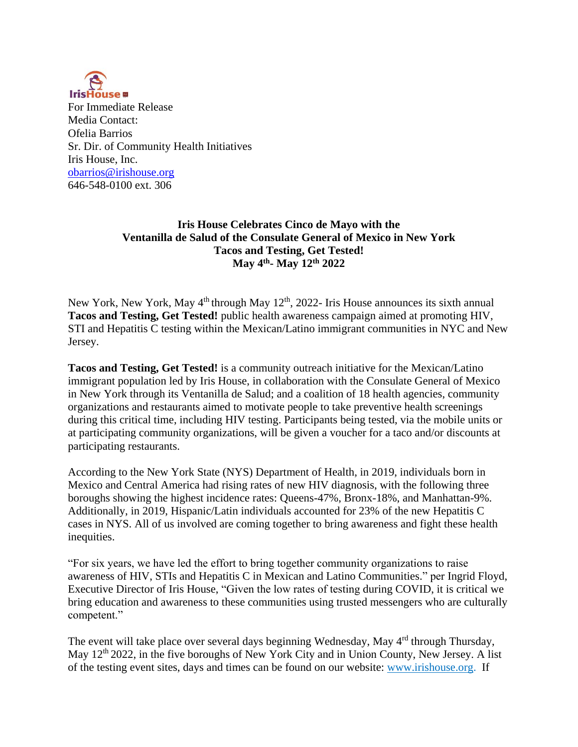IrisHouse

For Immediate Release
Media Contact:
Ofelia Barrios
Sr. Dir. of Community Health Initiatives
Iris House, Inc.
obarrios@irishouse.org
646-548-0100 ext. 306

**Iris House Celebrates Cinco de Mayo with the Ventanilla de Salud of the Consulate General of Mexico in New York**
**Tacos and Testing, Get Tested!**
**May 4th- May 12th 2022**

New York, New York, May 4th through May 12th, 2022- Iris House announces its sixth annual **Tacos and Testing, Get Tested!** public health awareness campaign aimed at promoting HIV, STI and Hepatitis C testing within the Mexican/Latino immigrant communities in NYC and New Jersey.

**Tacos and Testing, Get Tested!** is a community outreach initiative for the Mexican/Latino immigrant population led by Iris House, in collaboration with the Consulate General of Mexico in New York through its Ventanilla de Salud; and a coalition of 18 health agencies, community organizations and restaurants aimed to motivate people to take preventive health screenings during this critical time, including HIV testing. Participants being tested, via the mobile units or at participating community organizations, will be given a voucher for a taco and/or discounts at participating restaurants.

According to the New York State (NYS) Department of Health, in 2019, individuals born in Mexico and Central America had rising rates of new HIV diagnosis, with the following three boroughs showing the highest incidence rates: Queens-47%, Bronx-18%, and Manhattan-9%. Additionally, in 2019, Hispanic/Latin individuals accounted for 23% of the new Hepatitis C cases in NYS. All of us involved are coming together to bring awareness and fight these health inequities.

"For six years, we have led the effort to bring together community organizations to raise awareness of HIV, STIs and Hepatitis C in Mexican and Latino Communities." per Ingrid Floyd, Executive Director of Iris House, "Given the low rates of testing during COVID, it is critical we bring education and awareness to these communities using trusted messengers who are culturally competent."

The event will take place over several days beginning Wednesday, May 4rd through Thursday, May 12th 2022, in the five boroughs of New York City and in Union County, New Jersey. A list of the testing event sites, days and times can be found on our website: www.irishouse.org. If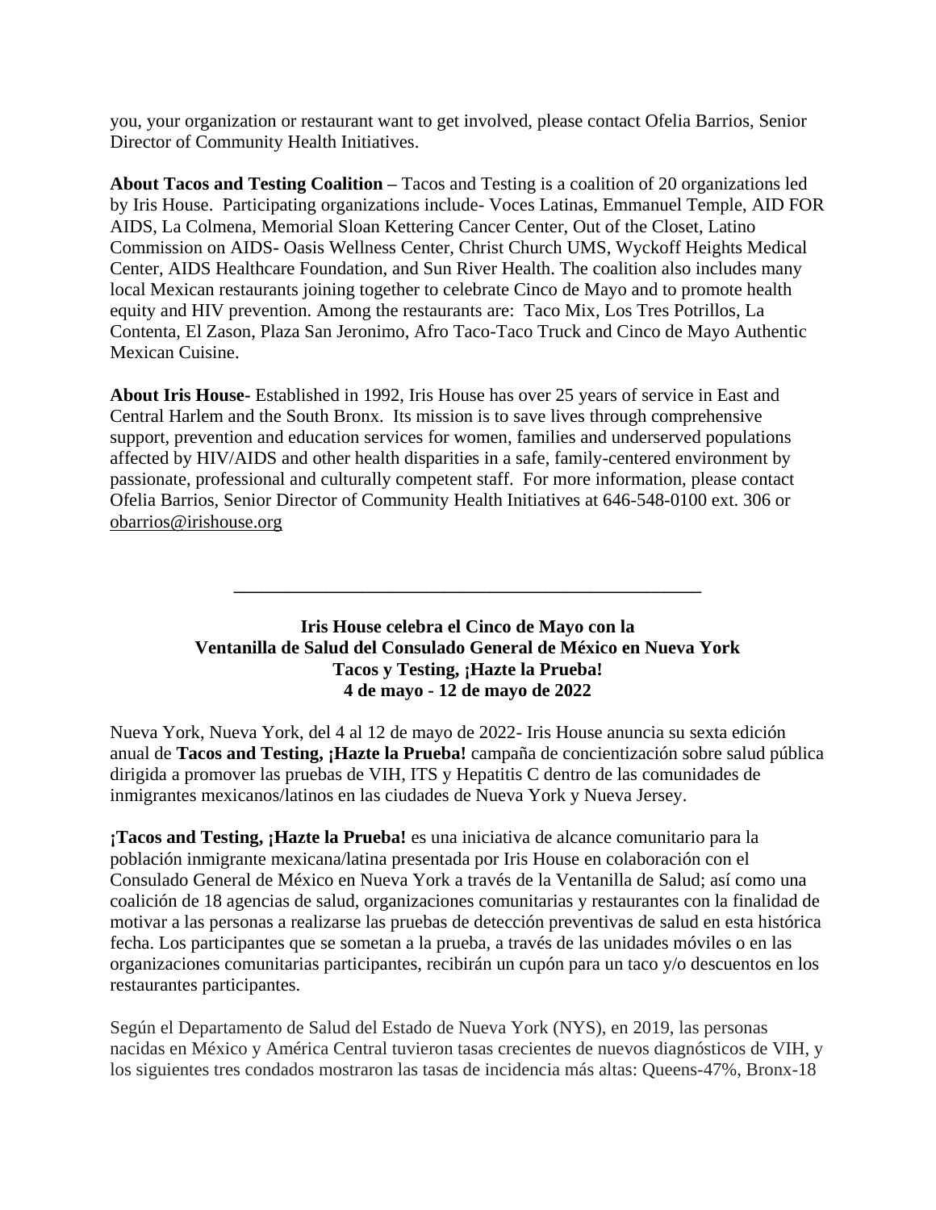you, your organization or restaurant want to get involved, please contact Ofelia Barrios, Senior Director of Community Health Initiatives.

**About Tacos and Testing Coalition –** Tacos and Testing is a coalition of 20 organizations led by Iris House. Participating organizations include- Voces Latinas, Emmanuel Temple, AID FOR AIDS, La Colmena, Memorial Sloan Kettering Cancer Center, Out of the Closet, Latino Commission on AIDS- Oasis Wellness Center, Christ Church UMS, Wyckoff Heights Medical Center, AIDS Healthcare Foundation, and Sun River Health. The coalition also includes many local Mexican restaurants joining together to celebrate Cinco de Mayo and to promote health equity and HIV prevention. Among the restaurants are: Taco Mix, Los Tres Potrillos, La Contenta, El Zason, Plaza San Jeronimo, Afro Taco-Taco Truck and Cinco de Mayo Authentic Mexican Cuisine.

**About Iris House-** Established in 1992, Iris House has over 25 years of service in East and Central Harlem and the South Bronx. Its mission is to save lives through comprehensive support, prevention and education services for women, families and underserved populations affected by HIV/AIDS and other health disparities in a safe, family-centered environment by passionate, professional and culturally competent staff. For more information, please contact Ofelia Barrios, Senior Director of Community Health Initiatives at 646-548-0100 ext. 306 or obarrios@irishouse.org

---

**Iris House celebra el Cinco de Mayo con la**
**Ventanilla de Salud del Consulado General de México en Nueva York**
**Tacos y Testing, ¡Hazte la Prueba!**
**4 de mayo - 12 de mayo de 2022**

Nueva York, Nueva York, del 4 al 12 de mayo de 2022- Iris House anuncia su sexta edición anual de **Tacos and Testing, ¡Hazte la Prueba!** campaña de concientización sobre salud pública dirigida a promover las pruebas de VIH, ITS y Hepatitis C dentro de las comunidades de inmigrantes mexicanos/latinos en las ciudades de Nueva York y Nueva Jersey.

**¡Tacos and Testing, ¡Hazte la Prueba!** es una iniciativa de alcance comunitario para la población inmigrante mexicana/latina presentada por Iris House en colaboración con el Consulado General de México en Nueva York a través de la Ventanilla de Salud; así como una coalición de 18 agencias de salud, organizaciones comunitarias y restaurantes con la finalidad de motivar a las personas a realizarse las pruebas de detección preventivas de salud en esta histórica fecha. Los participantes que se sometan a la prueba, a través de las unidades móviles o en las organizaciones comunitarias participantes, recibirán un cupón para un taco y/o descuentos en los restaurantes participantes.

Según el Departamento de Salud del Estado de Nueva York (NYS), en 2019, las personas nacidas en México y América Central tuvieron tasas crecientes de nuevos diagnósticos de VIH, y los siguientes tres condados mostraron las tasas de incidencia más altas: Queens-47%, Bronx-18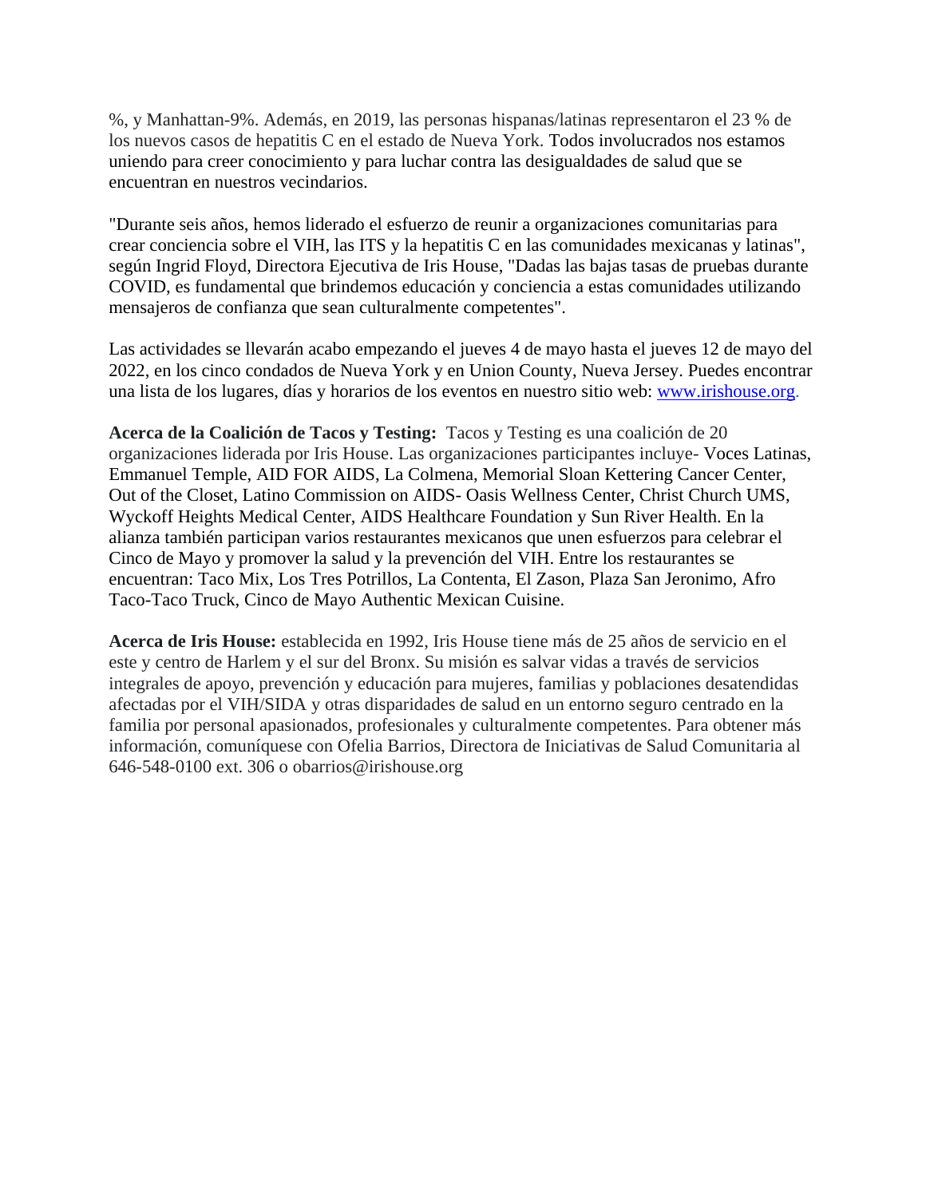%, y Manhattan-9%. Además, en 2019, las personas hispanas/latinas representaron el 23 % de los nuevos casos de hepatitis C en el estado de Nueva York. Todos involucrados nos estamos uniendo para creer conocimiento y para luchar contra las desigualdades de salud que se encuentran en nuestros vecindarios.

"Durante seis años, hemos liderado el esfuerzo de reunir a organizaciones comunitarias para crear conciencia sobre el VIH, las ITS y la hepatitis C en las comunidades mexicanas y latinas", según Ingrid Floyd, Directora Ejecutiva de Iris House, "Dadas las bajas tasas de pruebas durante COVID, es fundamental que brindemos educación y conciencia a estas comunidades utilizando mensajeros de confianza que sean culturalmente competentes".

Las actividades se llevarán acabo empezando el jueves 4 de mayo hasta el jueves 12 de mayo del 2022, en los cinco condados de Nueva York y en Union County, Nueva Jersey. Puedes encontrar una lista de los lugares, días y horarios de los eventos en nuestro sitio web: www.irishouse.org.

**Acerca de la Coalición de Tacos y Testing:** Tacos y Testing es una coalición de 20 organizaciones liderada por Iris House. Las organizaciones participantes incluye- Voces Latinas, Emmanuel Temple, AID FOR AIDS, La Colmena, Memorial Sloan Kettering Cancer Center, Out of the Closet, Latino Commission on AIDS- Oasis Wellness Center, Christ Church UMS, Wyckoff Heights Medical Center, AIDS Healthcare Foundation y Sun River Health. En la alianza también participan varios restaurantes mexicanos que unen esfuerzos para celebrar el Cinco de Mayo y promover la salud y la prevención del VIH. Entre los restaurantes se encuentran: Taco Mix, Los Tres Potrillos, La Contenta, El Zason, Plaza San Jeronimo, Afro Taco-Taco Truck, Cinco de Mayo Authentic Mexican Cuisine.

**Acerca de Iris House:** establecida en 1992, Iris House tiene más de 25 años de servicio en el este y centro de Harlem y el sur del Bronx. Su misión es salvar vidas a través de servicios integrales de apoyo, prevención y educación para mujeres, familias y poblaciones desatendidas afectadas por el VIH/SIDA y otras disparidades de salud en un entorno seguro centrado en la familia por personal apasionados, profesionales y culturalmente competentes. Para obtener más información, comuníquese con Ofelia Barrios, Directora de Iniciativas de Salud Comunitaria al 646-548-0100 ext. 306 o obarrios@irishouse.org